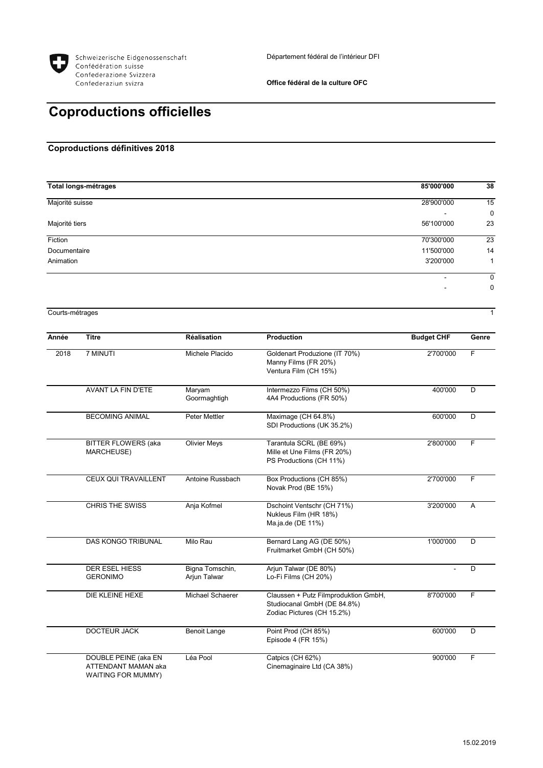Schweizerische Eidgenossenschaft
Confédération suisse
Confederazione Svizzera
Confederaziun svizra

Département fédéral de l'intérieur DFI

**Office fédéral de la culture OFC**

# Coproductions officielles

## Coproductions définitives 2018

| **Total longs-métrages** | **85'000'000** | **38** |
|---|---|---|
| Majorité suisse | 28'900'000 | 15 |
| | - | 0 |
| Majorité tiers | 56'100'000 | 23 |
| Fiction | 70'300'000 | 23 |
| Documentaire | 11'500'000 | 14 |
| Animation | 3'200'000 | 1 |
| | - | 0 |
| | - | 0 |
| Courts-métrages | | 1 |

| Année | Titre | Réalisation | Production | Budget CHF | Genre |
|---|---|---|---|---|---|
| 2018 | 7 MINUTI | Michele Placido | Goldenart Produzione (IT 70%)<br>Manny Films (FR 20%)<br>Ventura Film (CH 15%) | 2'700'000 | F |
| | AVANT LA FIN D'ETE | Maryam Goormaghtigh | Intermezzo Films (CH 50%)<br>4A4 Productions (FR 50%) | 400'000 | D |
| | BECOMING ANIMAL | Peter Mettler | Maximage (CH 64.8%)<br>SDI Productions (UK 35.2%) | 600'000 | D |
| | BITTER FLOWERS (aka MARCHEUSE) | Olivier Meys | Tarantula SCRL (BE 69%)<br>Mille et Une Films (FR 20%)<br>PS Productions (CH 11%) | 2'800'000 | F |
| | CEUX QUI TRAVAILLENT | Antoine Russbach | Box Productions (CH 85%)<br>Novak Prod (BE 15%) | 2'700'000 | F |
| | CHRIS THE SWISS | Anja Kofmel | Dschoint Ventschr (CH 71%)<br>Nukleus Film (HR 18%)<br>Ma.ja.de (DE 11%) | 3'200'000 | A |
| | DAS KONGO TRIBUNAL | Milo Rau | Bernard Lang AG (DE 50%)<br>Fruitmarket GmbH (CH 50%) | 1'000'000 | D |
| | DER ESEL HIESS GERONIMO | Bigna Tomschin, Arjun Talwar | Arjun Talwar (DE 80%)<br>Lo-Fi Films (CH 20%) | - | D |
| | DIE KLEINE HEXE | Michael Schaerer | Claussen + Putz Filmproduktion GmbH,<br>Studiocanal GmbH (DE 84.8%)<br>Zodiac Pictures (CH 15.2%) | 8'700'000 | F |
| | DOCTEUR JACK | Benoit Lange | Point Prod (CH 85%)<br>Episode 4 (FR 15%) | 600'000 | D |
| | DOUBLE PEINE (aka EN ATTENDANT MAMAN aka WAITING FOR MUMMY) | Léa Pool | Catpics (CH 62%)<br>Cinemaginaire Ltd (CA 38%) | 900'000 | F |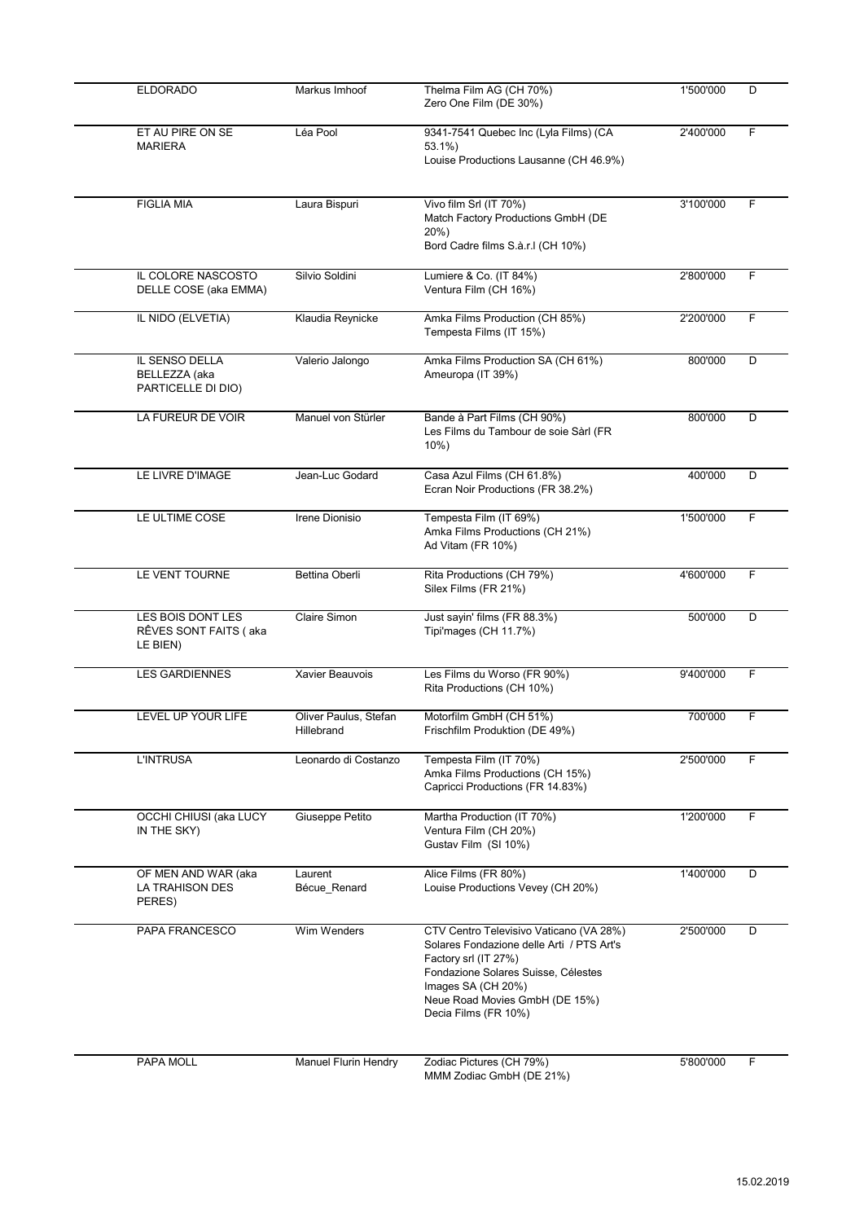| | | | | |
|---|---|---|---|---|
| ELDORADO | Markus Imhoof | Thelma Film AG (CH 70%)<br>Zero One Film (DE 30%) | 1'500'000 | D |
| ET AU PIRE ON SE MARIERA | Léa Pool | 9341-7541 Quebec Inc (Lyla Films) (CA 53.1%)<br>Louise Productions Lausanne (CH 46.9%) | 2'400'000 | F |
| FIGLIA MIA | Laura Bispuri | Vivo film Srl (IT 70%)<br>Match Factory Productions GmbH (DE 20%)<br>Bord Cadre films S.à.r.l (CH 10%) | 3'100'000 | F |
| IL COLORE NASCOSTO DELLE COSE (aka EMMA) | Silvio Soldini | Lumiere & Co. (IT 84%)<br>Ventura Film (CH 16%) | 2'800'000 | F |
| IL NIDO (ELVETIA) | Klaudia Reynicke | Amka Films Production (CH 85%)<br>Tempesta Films (IT 15%) | 2'200'000 | F |
| IL SENSO DELLA BELLEZZA (aka PARTICELLE DI DIO) | Valerio Jalongo | Amka Films Production SA (CH 61%)<br>Ameuropa (IT 39%) | 800'000 | D |
| LA FUREUR DE VOIR | Manuel von Stürler | Bande à Part Films (CH 90%)<br>Les Films du Tambour de soie Sàrl (FR 10%) | 800'000 | D |
| LE LIVRE D'IMAGE | Jean-Luc Godard | Casa Azul Films (CH 61.8%)<br>Ecran Noir Productions (FR 38.2%) | 400'000 | D |
| LE ULTIME COSE | Irene Dionisio | Tempesta Film (IT 69%)<br>Amka Films Productions (CH 21%)<br>Ad Vitam (FR 10%) | 1'500'000 | F |
| LE VENT TOURNE | Bettina Oberli | Rita Productions (CH 79%)<br>Silex Films (FR 21%) | 4'600'000 | F |
| LES BOIS DONT LES RÊVES SONT FAITS ( aka LE BIEN) | Claire Simon | Just sayin' films (FR 88.3%)<br>Tipi'mages (CH 11.7%) | 500'000 | D |
| LES GARDIENNES | Xavier Beauvois | Les Films du Worso (FR 90%)<br>Rita Productions (CH 10%) | 9'400'000 | F |
| LEVEL UP YOUR LIFE | Oliver Paulus, Stefan Hillebrand | Motorfilm GmbH (CH 51%)<br>Frischfilm Produktion (DE 49%) | 700'000 | F |
| L'INTRUSA | Leonardo di Costanzo | Tempesta Film (IT 70%)<br>Amka Films Productions (CH 15%)<br>Capricci Productions (FR 14.83%) | 2'500'000 | F |
| OCCHI CHIUSI (aka LUCY IN THE SKY) | Giuseppe Petito | Martha Production (IT 70%)<br>Ventura Film (CH 20%)<br>Gustav Film (SI 10%) | 1'200'000 | F |
| OF MEN AND WAR (aka LA TRAHISON DES PERES) | Laurent Bécue_Renard | Alice Films (FR 80%)<br>Louise Productions Vevey (CH 20%) | 1'400'000 | D |
| PAPA FRANCESCO | Wim Wenders | CTV Centro Televisivo Vaticano (VA 28%)<br>Solares Fondazione delle Arti / PTS Art's Factory srl (IT 27%)<br>Fondazione Solares Suisse, Célestes Images SA (CH 20%)<br>Neue Road Movies GmbH (DE 15%)<br>Decia Films (FR 10%) | 2'500'000 | D |
| PAPA MOLL | Manuel Flurin Hendry | Zodiac Pictures (CH 79%)<br>MMM Zodiac GmbH (DE 21%) | 5'800'000 | F |

15.02.2019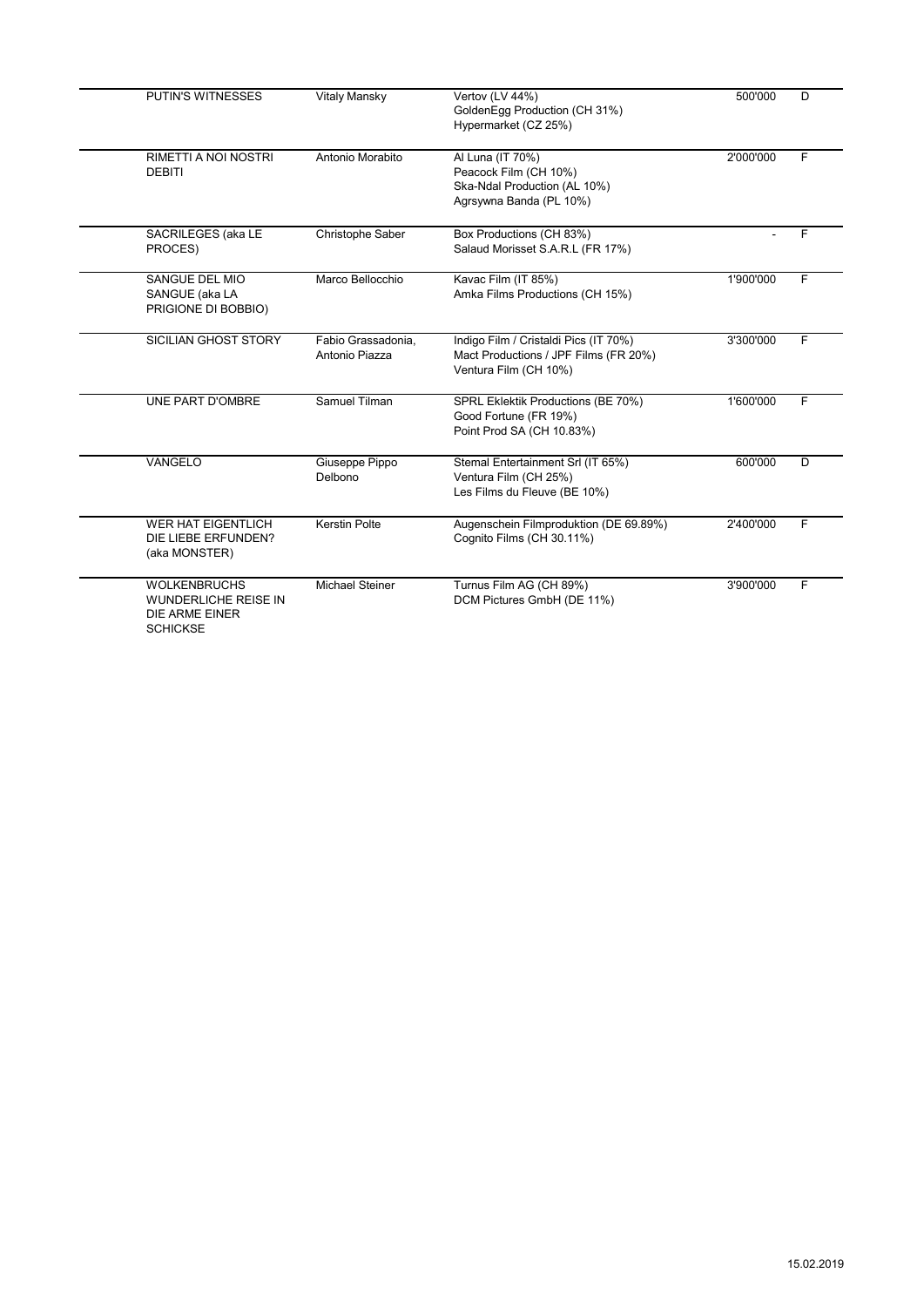| | | | | |
|---|---|---|---|---|
| PUTIN'S WITNESSES | Vitaly Mansky | Vertov (LV 44%)<br>GoldenEgg Production (CH 31%)<br>Hypermarket (CZ 25%) | 500'000 | D |
| RIMETTI A NOI NOSTRI DEBITI | Antonio Morabito | Al Luna (IT 70%)<br>Peacock Film (CH 10%)<br>Ska-Ndal Production (AL 10%)<br>Agrsywna Banda (PL 10%) | 2'000'000 | F |
| SACRILEGES (aka LE PROCES) | Christophe Saber | Box Productions (CH 83%)<br>Salaud Morisset S.A.R.L (FR 17%) | - | F |
| SANGUE DEL MIO SANGUE (aka LA PRIGIONE DI BOBBIO) | Marco Bellocchio | Kavac Film (IT 85%)<br>Amka Films Productions (CH 15%) | 1'900'000 | F |
| SICILIAN GHOST STORY | Fabio Grassadonia, Antonio Piazza | Indigo Film / Cristaldi Pics (IT 70%)<br>Mact Productions / JPF Films (FR 20%)<br>Ventura Film (CH 10%) | 3'300'000 | F |
| UNE PART D'OMBRE | Samuel Tilman | SPRL Eklektik Productions (BE 70%)<br>Good Fortune (FR 19%)<br>Point Prod SA (CH 10.83%) | 1'600'000 | F |
| VANGELO | Giuseppe Pippo Delbono | Stemal Entertainment Srl (IT 65%)<br>Ventura Film (CH 25%)<br>Les Films du Fleuve (BE 10%) | 600'000 | D |
| WER HAT EIGENTLICH DIE LIEBE ERFUNDEN? (aka MONSTER) | Kerstin Polte | Augenschein Filmproduktion (DE 69.89%)<br>Cognito Films (CH 30.11%) | 2'400'000 | F |
| WOLKENBRUCHS WUNDERLICHE REISE IN DIE ARME EINER SCHICKSE | Michael Steiner | Turnus Film AG (CH 89%)<br>DCM Pictures GmbH (DE 11%) | 3'900'000 | F |

15.02.2019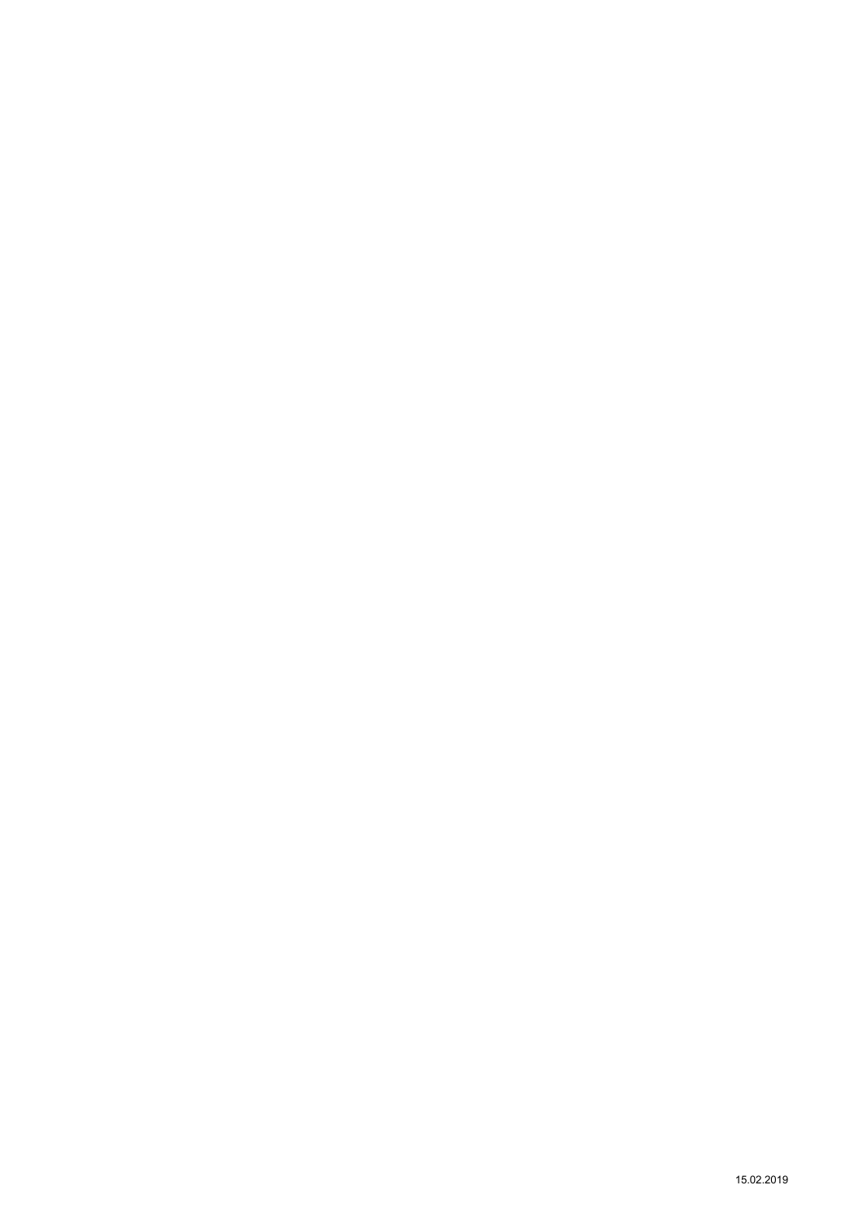15.02.2019